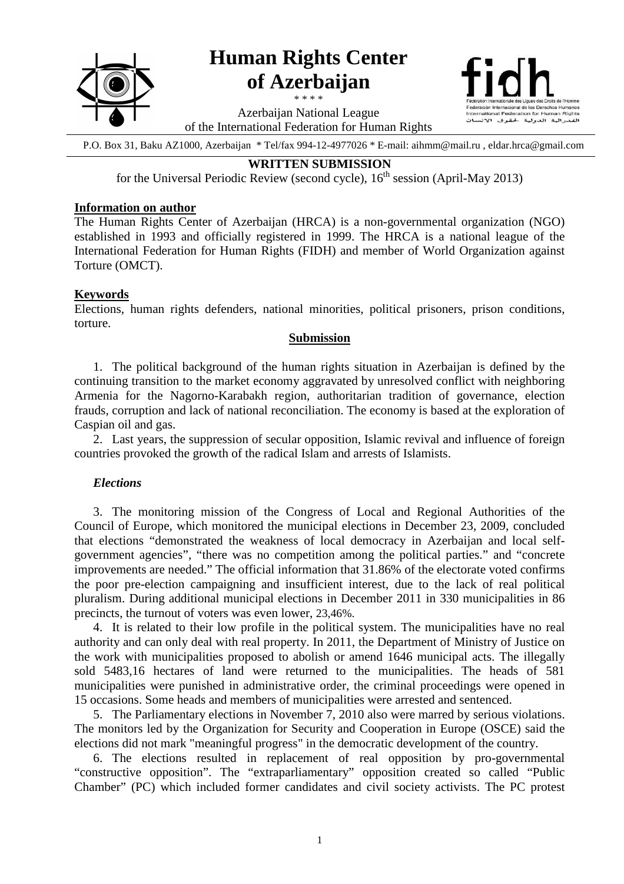# Human Rights Center of Azerbaijan

\* \* \* \*

Azerbaijan National League
of the International Federation for Human Rights

Fédération Internationale des Ligues des Droits de l'Homme
Federación Internacional de los Derechos Humanos
International Federation for Human Rights
الفدرالية الدولية لحقوق الانسان

P.O. Box 31, Baku AZ1000, Azerbaijan \* Tel/fax 994-12-4977026 \* E-mail: aihmm@mail.ru , eldar.hrca@gmail.com

**WRITTEN SUBMISSION**

for the Universal Periodic Review (second cycle), 16th session (April-May 2013)

**Information on author**

The Human Rights Center of Azerbaijan (HRCA) is a non-governmental organization (NGO) established in 1993 and officially registered in 1999. The HRCA is a national league of the International Federation for Human Rights (FIDH) and member of World Organization against Torture (OMCT).

**Keywords**

Elections, human rights defenders, national minorities, political prisoners, prison conditions, torture.

**Submission**

1. The political background of the human rights situation in Azerbaijan is defined by the continuing transition to the market economy aggravated by unresolved conflict with neighboring Armenia for the Nagorno-Karabakh region, authoritarian tradition of governance, election frauds, corruption and lack of national reconciliation. The economy is based at the exploration of Caspian oil and gas.

2. Last years, the suppression of secular opposition, Islamic revival and influence of foreign countries provoked the growth of the radical Islam and arrests of Islamists.

***Elections***

3. The monitoring mission of the Congress of Local and Regional Authorities of the Council of Europe, which monitored the municipal elections in December 23, 2009, concluded that elections "demonstrated the weakness of local democracy in Azerbaijan and local self-government agencies", "there was no competition among the political parties." and "concrete improvements are needed." The official information that 31.86% of the electorate voted confirms the poor pre-election campaigning and insufficient interest, due to the lack of real political pluralism. During additional municipal elections in December 2011 in 330 municipalities in 86 precincts, the turnout of voters was even lower, 23,46%.

4. It is related to their low profile in the political system. The municipalities have no real authority and can only deal with real property. In 2011, the Department of Ministry of Justice on the work with municipalities proposed to abolish or amend 1646 municipal acts. The illegally sold 5483,16 hectares of land were returned to the municipalities. The heads of 581 municipalities were punished in administrative order, the criminal proceedings were opened in 15 occasions. Some heads and members of municipalities were arrested and sentenced.

5. The Parliamentary elections in November 7, 2010 also were marred by serious violations. The monitors led by the Organization for Security and Cooperation in Europe (OSCE) said the elections did not mark "meaningful progress" in the democratic development of the country.

6. The elections resulted in replacement of real opposition by pro-governmental "constructive opposition". The "extraparliamentary" opposition created so called "Public Chamber" (PC) which included former candidates and civil society activists. The PC protest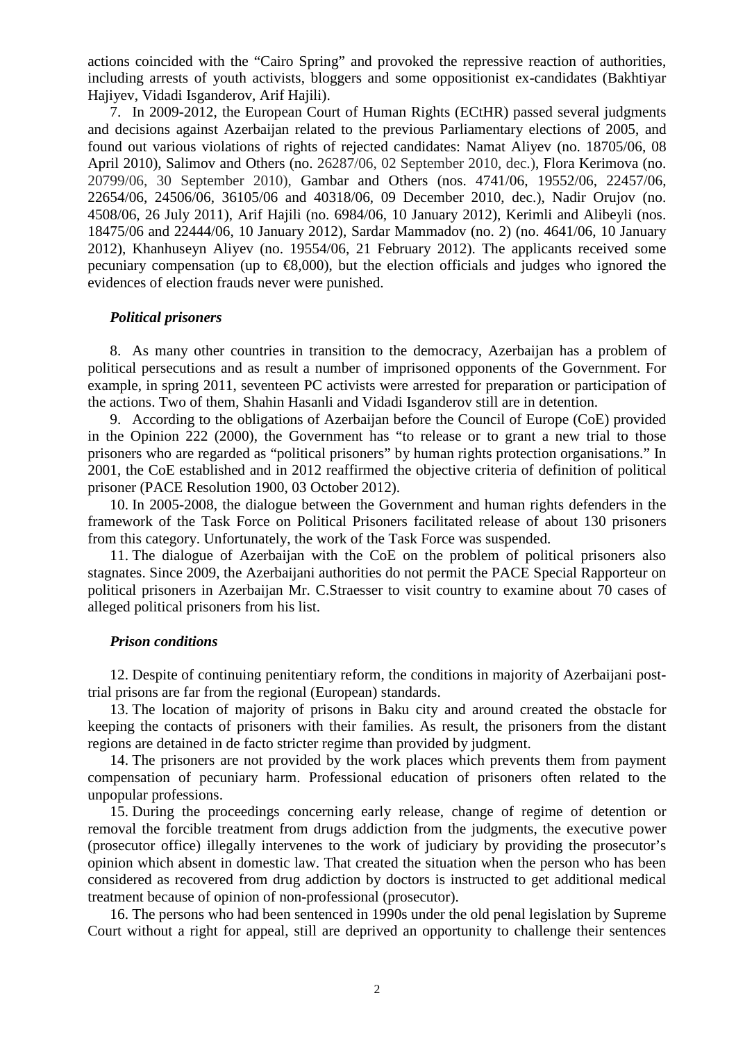actions coincided with the "Cairo Spring" and provoked the repressive reaction of authorities, including arrests of youth activists, bloggers and some oppositionist ex-candidates (Bakhtiyar Hajiyev, Vidadi Isganderov, Arif Hajili).

7. In 2009-2012, the European Court of Human Rights (ECtHR) passed several judgments and decisions against Azerbaijan related to the previous Parliamentary elections of 2005, and found out various violations of rights of rejected candidates: Namat Aliyev (no. 18705/06, 08 April 2010), Salimov and Others (no. 26287/06, 02 September 2010, dec.), Flora Kerimova (no. 20799/06, 30 September 2010), Gambar and Others (nos. 4741/06, 19552/06, 22457/06, 22654/06, 24506/06, 36105/06 and 40318/06, 09 December 2010, dec.), Nadir Orujov (no. 4508/06, 26 July 2011), Arif Hajili (no. 6984/06, 10 January 2012), Kerimli and Alibeyli (nos. 18475/06 and 22444/06, 10 January 2012), Sardar Mammadov (no. 2) (no. 4641/06, 10 January 2012), Khanhuseyn Aliyev (no. 19554/06, 21 February 2012). The applicants received some pecuniary compensation (up to €8,000), but the election officials and judges who ignored the evidences of election frauds never were punished.

### *Political prisoners*

8. As many other countries in transition to the democracy, Azerbaijan has a problem of political persecutions and as result a number of imprisoned opponents of the Government. For example, in spring 2011, seventeen PC activists were arrested for preparation or participation of the actions. Two of them, Shahin Hasanli and Vidadi Isganderov still are in detention.

9. According to the obligations of Azerbaijan before the Council of Europe (CoE) provided in the Opinion 222 (2000), the Government has "to release or to grant a new trial to those prisoners who are regarded as "political prisoners" by human rights protection organisations." In 2001, the CoE established and in 2012 reaffirmed the objective criteria of definition of political prisoner (PACE Resolution 1900, 03 October 2012).

10. In 2005-2008, the dialogue between the Government and human rights defenders in the framework of the Task Force on Political Prisoners facilitated release of about 130 prisoners from this category. Unfortunately, the work of the Task Force was suspended.

11. The dialogue of Azerbaijan with the CoE on the problem of political prisoners also stagnates. Since 2009, the Azerbaijani authorities do not permit the PACE Special Rapporteur on political prisoners in Azerbaijan Mr. C.Straesser to visit country to examine about 70 cases of alleged political prisoners from his list.

### *Prison conditions*

12. Despite of continuing penitentiary reform, the conditions in majority of Azerbaijani post-trial prisons are far from the regional (European) standards.

13. The location of majority of prisons in Baku city and around created the obstacle for keeping the contacts of prisoners with their families. As result, the prisoners from the distant regions are detained in de facto stricter regime than provided by judgment.

14. The prisoners are not provided by the work places which prevents them from payment compensation of pecuniary harm. Professional education of prisoners often related to the unpopular professions.

15. During the proceedings concerning early release, change of regime of detention or removal the forcible treatment from drugs addiction from the judgments, the executive power (prosecutor office) illegally intervenes to the work of judiciary by providing the prosecutor's opinion which absent in domestic law. That created the situation when the person who has been considered as recovered from drug addiction by doctors is instructed to get additional medical treatment because of opinion of non-professional (prosecutor).

16. The persons who had been sentenced in 1990s under the old penal legislation by Supreme Court without a right for appeal, still are deprived an opportunity to challenge their sentences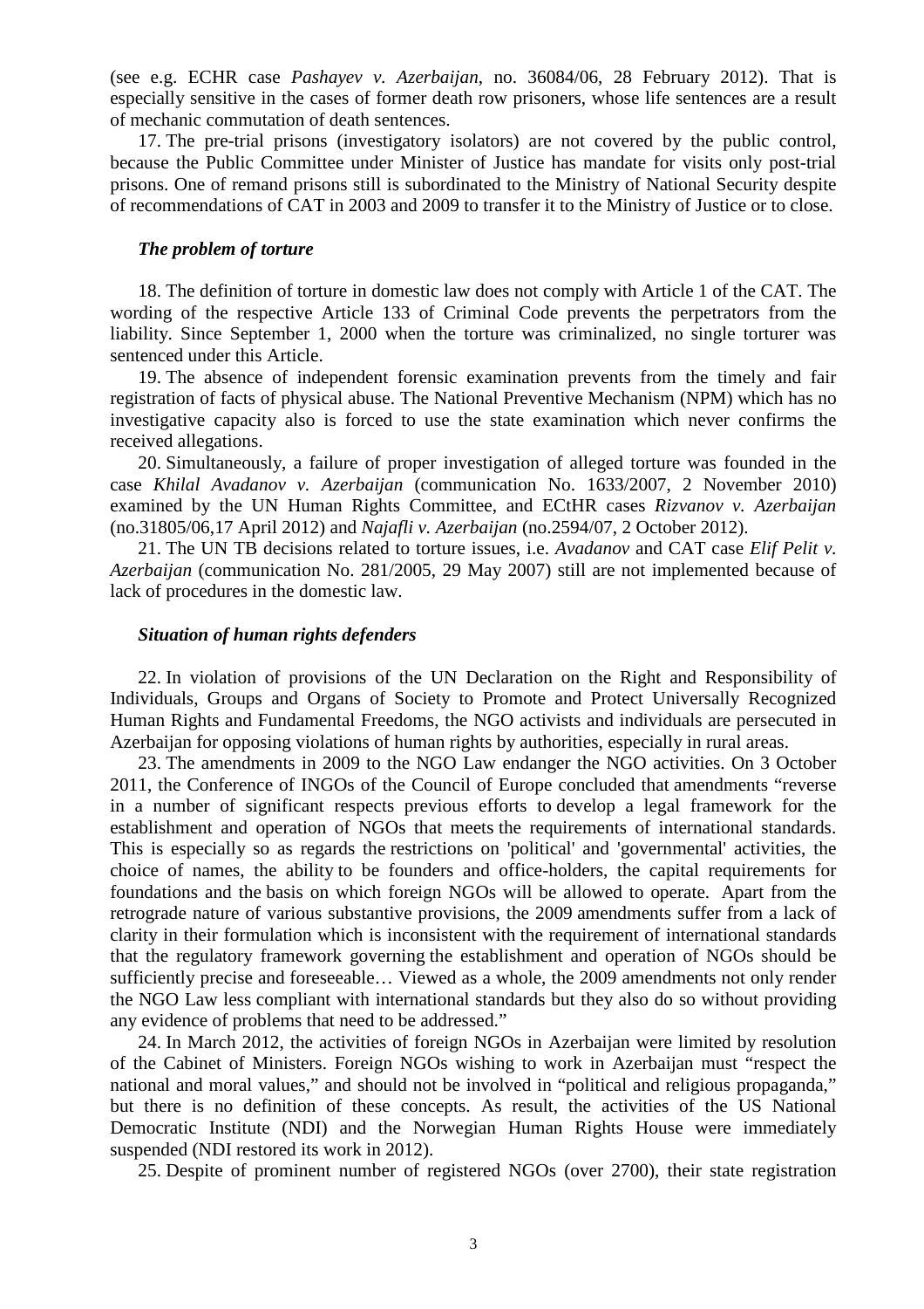(see e.g. ECHR case *Pashayev v. Azerbaijan*, no. 36084/06, 28 February 2012). That is especially sensitive in the cases of former death row prisoners, whose life sentences are a result of mechanic commutation of death sentences.

17. The pre-trial prisons (investigatory isolators) are not covered by the public control, because the Public Committee under Minister of Justice has mandate for visits only post-trial prisons. One of remand prisons still is subordinated to the Ministry of National Security despite of recommendations of CAT in 2003 and 2009 to transfer it to the Ministry of Justice or to close.

### *The problem of torture*

18. The definition of torture in domestic law does not comply with Article 1 of the CAT. The wording of the respective Article 133 of Criminal Code prevents the perpetrators from the liability. Since September 1, 2000 when the torture was criminalized, no single torturer was sentenced under this Article.

19. The absence of independent forensic examination prevents from the timely and fair registration of facts of physical abuse. The National Preventive Mechanism (NPM) which has no investigative capacity also is forced to use the state examination which never confirms the received allegations.

20. Simultaneously, a failure of proper investigation of alleged torture was founded in the case *Khilal Avadanov v. Azerbaijan* (communication No. 1633/2007, 2 November 2010) examined by the UN Human Rights Committee, and ECtHR cases *Rizvanov v. Azerbaijan* (no.31805/06,17 April 2012) and *Najafli v. Azerbaijan* (no.2594/07, 2 October 2012).

21. The UN TB decisions related to torture issues, i.e. *Avadanov* and CAT case *Elif Pelit v. Azerbaijan* (communication No. 281/2005, 29 May 2007) still are not implemented because of lack of procedures in the domestic law.

### *Situation of human rights defenders*

22. In violation of provisions of the UN Declaration on the Right and Responsibility of Individuals, Groups and Organs of Society to Promote and Protect Universally Recognized Human Rights and Fundamental Freedoms, the NGO activists and individuals are persecuted in Azerbaijan for opposing violations of human rights by authorities, especially in rural areas.

23. The amendments in 2009 to the NGO Law endanger the NGO activities. On 3 October 2011, the Conference of INGOs of the Council of Europe concluded that amendments "reverse in a number of significant respects previous efforts to develop a legal framework for the establishment and operation of NGOs that meets the requirements of international standards. This is especially so as regards the restrictions on 'political' and 'governmental' activities, the choice of names, the ability to be founders and office-holders, the capital requirements for foundations and the basis on which foreign NGOs will be allowed to operate. Apart from the retrograde nature of various substantive provisions, the 2009 amendments suffer from a lack of clarity in their formulation which is inconsistent with the requirement of international standards that the regulatory framework governing the establishment and operation of NGOs should be sufficiently precise and foreseeable… Viewed as a whole, the 2009 amendments not only render the NGO Law less compliant with international standards but they also do so without providing any evidence of problems that need to be addressed."

24. In March 2012, the activities of foreign NGOs in Azerbaijan were limited by resolution of the Cabinet of Ministers. Foreign NGOs wishing to work in Azerbaijan must "respect the national and moral values," and should not be involved in "political and religious propaganda," but there is no definition of these concepts. As result, the activities of the US National Democratic Institute (NDI) and the Norwegian Human Rights House were immediately suspended (NDI restored its work in 2012).

25. Despite of prominent number of registered NGOs (over 2700), their state registration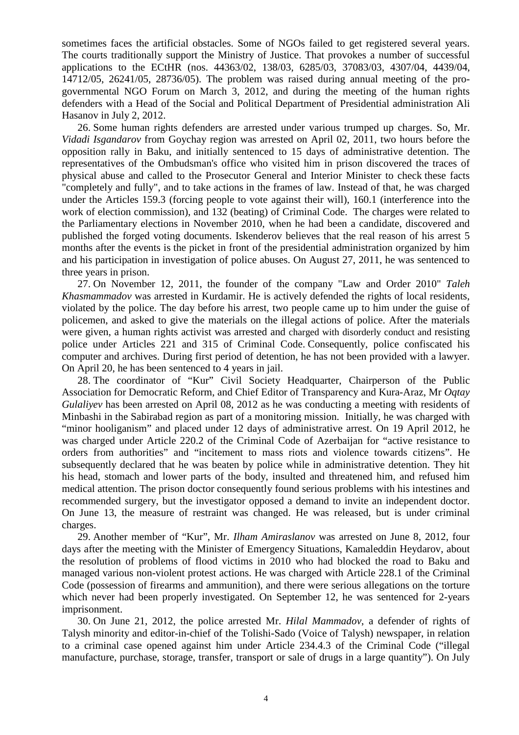sometimes faces the artificial obstacles. Some of NGOs failed to get registered several years. The courts traditionally support the Ministry of Justice. That provokes a number of successful applications to the ECtHR (nos. 44363/02, 138/03, 6285/03, 37083/03, 4307/04, 4439/04, 14712/05, 26241/05, 28736/05). The problem was raised during annual meeting of the pro-governmental NGO Forum on March 3, 2012, and during the meeting of the human rights defenders with a Head of the Social and Political Department of Presidential administration Ali Hasanov in July 2, 2012.

26. Some human rights defenders are arrested under various trumped up charges. So, Mr. *Vidadi Isgandarov* from Goychay region was arrested on April 02, 2011, two hours before the opposition rally in Baku, and initially sentenced to 15 days of administrative detention. The representatives of the Ombudsman's office who visited him in prison discovered the traces of physical abuse and called to the Prosecutor General and Interior Minister to check these facts "completely and fully", and to take actions in the frames of law. Instead of that, he was charged under the Articles 159.3 (forcing people to vote against their will), 160.1 (interference into the work of election commission), and 132 (beating) of Criminal Code. The charges were related to the Parliamentary elections in November 2010, when he had been a candidate, discovered and published the forged voting documents. Iskenderov believes that the real reason of his arrest 5 months after the events is the picket in front of the presidential administration organized by him and his participation in investigation of police abuses. On August 27, 2011, he was sentenced to three years in prison.

27. On November 12, 2011, the founder of the company "Law and Order 2010" *Taleh Khasmammadov* was arrested in Kurdamir. He is actively defended the rights of local residents, violated by the police. The day before his arrest, two people came up to him under the guise of policemen, and asked to give the materials on the illegal actions of police. After the materials were given, a human rights activist was arrested and charged with disorderly conduct and resisting police under Articles 221 and 315 of Criminal Code. Consequently, police confiscated his computer and archives. During first period of detention, he has not been provided with a lawyer. On April 20, he has been sentenced to 4 years in jail.

28. The coordinator of "Kur" Civil Society Headquarter, Chairperson of the Public Association for Democratic Reform, and Chief Editor of Transparency and Kura-Araz, Mr *Oqtay Gulaliyev* has been arrested on April 08, 2012 as he was conducting a meeting with residents of Minbashi in the Sabirabad region as part of a monitoring mission. Initially, he was charged with "minor hooliganism" and placed under 12 days of administrative arrest. On 19 April 2012, he was charged under Article 220.2 of the Criminal Code of Azerbaijan for "active resistance to orders from authorities" and "incitement to mass riots and violence towards citizens". He subsequently declared that he was beaten by police while in administrative detention. They hit his head, stomach and lower parts of the body, insulted and threatened him, and refused him medical attention. The prison doctor consequently found serious problems with his intestines and recommended surgery, but the investigator opposed a demand to invite an independent doctor. On June 13, the measure of restraint was changed. He was released, but is under criminal charges.

29. Another member of "Kur", Mr. *Ilham Amiraslanov* was arrested on June 8, 2012, four days after the meeting with the Minister of Emergency Situations, Kamaleddin Heydarov, about the resolution of problems of flood victims in 2010 who had blocked the road to Baku and managed various non-violent protest actions. He was charged with Article 228.1 of the Criminal Code (possession of firearms and ammunition), and there were serious allegations on the torture which never had been properly investigated. On September 12, he was sentenced for 2-years imprisonment.

30. On June 21, 2012, the police arrested Mr. *Hilal Mammadov*, a defender of rights of Talysh minority and editor-in-chief of the Tolishi-Sado (Voice of Talysh) newspaper, in relation to a criminal case opened against him under Article 234.4.3 of the Criminal Code ("illegal manufacture, purchase, storage, transfer, transport or sale of drugs in a large quantity"). On July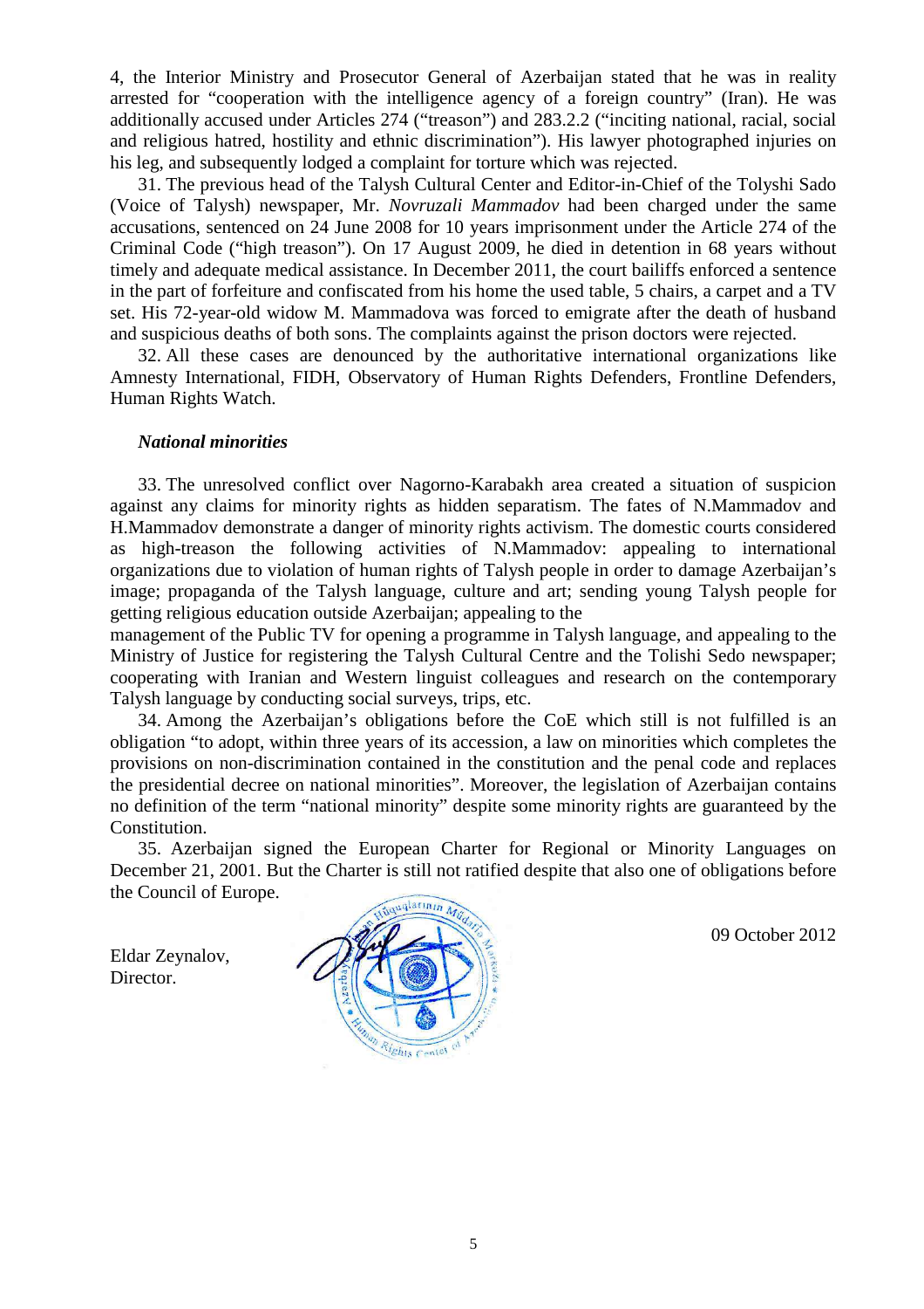4, the Interior Ministry and Prosecutor General of Azerbaijan stated that he was in reality arrested for "cooperation with the intelligence agency of a foreign country" (Iran). He was additionally accused under Articles 274 ("treason") and 283.2.2 ("inciting national, racial, social and religious hatred, hostility and ethnic discrimination"). His lawyer photographed injuries on his leg, and subsequently lodged a complaint for torture which was rejected.

31. The previous head of the Talysh Cultural Center and Editor-in-Chief of the Tolyshi Sado (Voice of Talysh) newspaper, Mr. *Novruzali Mammadov* had been charged under the same accusations, sentenced on 24 June 2008 for 10 years imprisonment under the Article 274 of the Criminal Code ("high treason"). On 17 August 2009, he died in detention in 68 years without timely and adequate medical assistance. In December 2011, the court bailiffs enforced a sentence in the part of forfeiture and confiscated from his home the used table, 5 chairs, a carpet and a TV set. His 72-year-old widow M. Mammadova was forced to emigrate after the death of husband and suspicious deaths of both sons. The complaints against the prison doctors were rejected.

32. All these cases are denounced by the authoritative international organizations like Amnesty International, FIDH, Observatory of Human Rights Defenders, Frontline Defenders, Human Rights Watch.

***National minorities***

33. The unresolved conflict over Nagorno-Karabakh area created a situation of suspicion against any claims for minority rights as hidden separatism. The fates of N.Mammadov and H.Mammadov demonstrate a danger of minority rights activism. The domestic courts considered as high-treason the following activities of N.Mammadov: appealing to international organizations due to violation of human rights of Talysh people in order to damage Azerbaijan's image; propaganda of the Talysh language, culture and art; sending young Talysh people for getting religious education outside Azerbaijan; appealing to the management of the Public TV for opening a programme in Talysh language, and appealing to the Ministry of Justice for registering the Talysh Cultural Centre and the Tolishi Sedo newspaper; cooperating with Iranian and Western linguist colleagues and research on the contemporary Talysh language by conducting social surveys, trips, etc.

34. Among the Azerbaijan's obligations before the CoE which still is not fulfilled is an obligation "to adopt, within three years of its accession, a law on minorities which completes the provisions on non-discrimination contained in the constitution and the penal code and replaces the presidential decree on national minorities". Moreover, the legislation of Azerbaijan contains no definition of the term "national minority" despite some minority rights are guaranteed by the Constitution.

35. Azerbaijan signed the European Charter for Regional or Minority Languages on December 21, 2001. But the Charter is still not ratified despite that also one of obligations before the Council of Europe.

Eldar Zeynalov,
Director.

09 October 2012